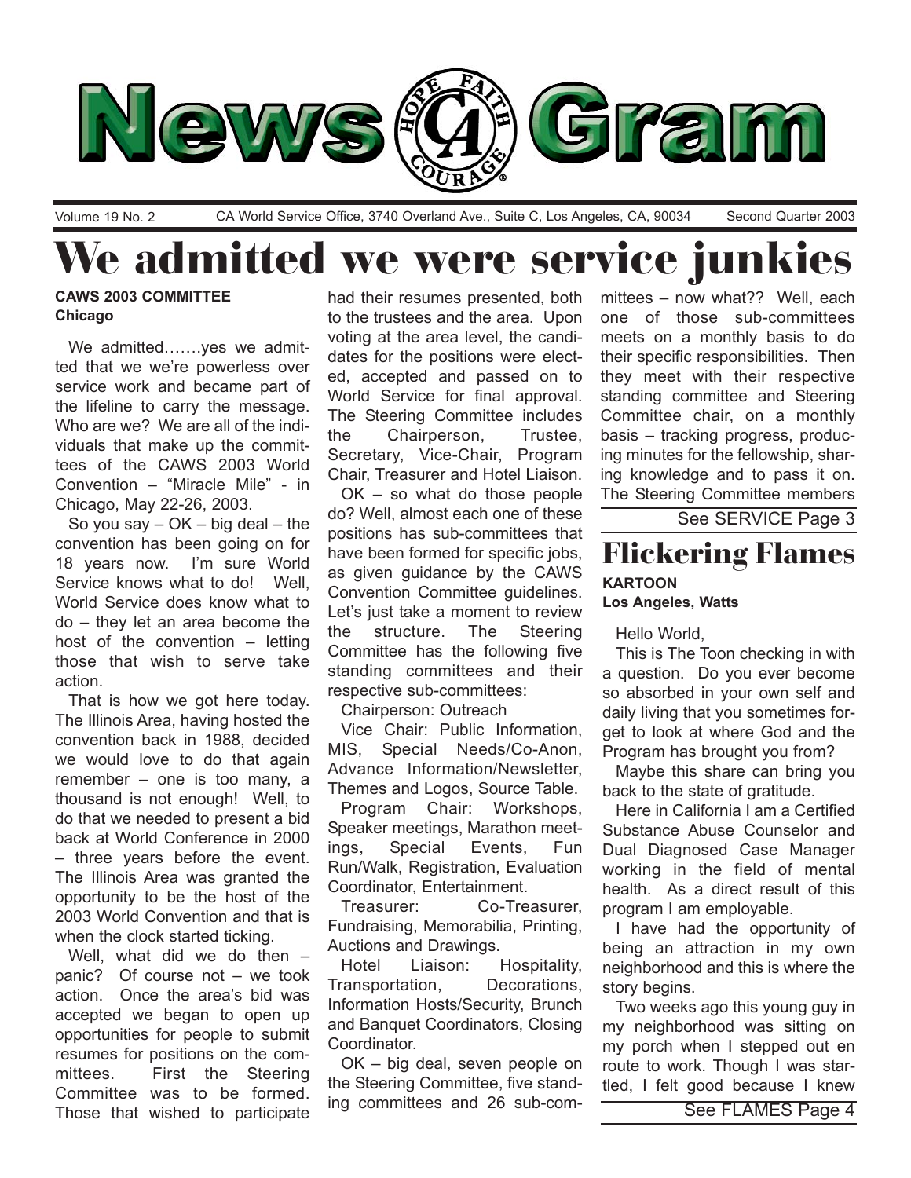# News Gram

Volume 19 No. 2 — CA World Service Office, 3740 Overland Ave., Suite C, Los Angeles, CA, 90034 — Second Quarter 2003

# We admitted we were service junkies

**CAWS 2003 COMMITTEE**
**Chicago**

We admitted…….yes we admitted that we we're powerless over service work and became part of the lifeline to carry the message. Who are we? We are all of the individuals that make up the committees of the CAWS 2003 World Convention – "Miracle Mile" - in Chicago, May 22-26, 2003.

So you say – OK – big deal – the convention has been going on for 18 years now. I'm sure World Service knows what to do! Well, World Service does know what to do – they let an area become the host of the convention – letting those that wish to serve take action.

That is how we got here today. The Illinois Area, having hosted the convention back in 1988, decided we would love to do that again remember – one is too many, a thousand is not enough! Well, to do that we needed to present a bid back at World Conference in 2000 – three years before the event. The Illinois Area was granted the opportunity to be the host of the 2003 World Convention and that is when the clock started ticking.

Well, what did we do then – panic? Of course not – we took action. Once the area's bid was accepted we began to open up opportunities for people to submit resumes for positions on the committees. First the Steering Committee was to be formed. Those that wished to participate had their resumes presented, both to the trustees and the area. Upon voting at the area level, the candidates for the positions were elected, accepted and passed on to World Service for final approval. The Steering Committee includes the Chairperson, Trustee, Secretary, Vice-Chair, Program Chair, Treasurer and Hotel Liaison.

OK – so what do those people do? Well, almost each one of these positions has sub-committees that have been formed for specific jobs, as given guidance by the CAWS Convention Committee guidelines. Let's just take a moment to review the structure. The Steering Committee has the following five standing committees and their respective sub-committees:

Chairperson: Outreach

Vice Chair: Public Information, MIS, Special Needs/Co-Anon, Advance Information/Newsletter, Themes and Logos, Source Table.

Program Chair: Workshops, Speaker meetings, Marathon meetings, Special Events, Fun Run/Walk, Registration, Evaluation Coordinator, Entertainment.

Treasurer: Co-Treasurer, Fundraising, Memorabilia, Printing, Auctions and Drawings.

Hotel Liaison: Hospitality, Transportation, Decorations, Information Hosts/Security, Brunch and Banquet Coordinators, Closing Coordinator.

OK – big deal, seven people on the Steering Committee, five standing committees and 26 sub-committees – now what?? Well, each one of those sub-committees meets on a monthly basis to do their specific responsibilities. Then they meet with their respective standing committee and Steering Committee chair, on a monthly basis – tracking progress, producing minutes for the fellowship, sharing knowledge and to pass it on. The Steering Committee members

See SERVICE Page 3

## Flickering Flames

**KARTOON**
**Los Angeles, Watts**

Hello World,

This is The Toon checking in with a question. Do you ever become so absorbed in your own self and daily living that you sometimes forget to look at where God and the Program has brought you from?

Maybe this share can bring you back to the state of gratitude.

Here in California I am a Certified Substance Abuse Counselor and Dual Diagnosed Case Manager working in the field of mental health. As a direct result of this program I am employable.

I have had the opportunity of being an attraction in my own neighborhood and this is where the story begins.

Two weeks ago this young guy in my neighborhood was sitting on my porch when I stepped out en route to work. Though I was startled, I felt good because I knew

See FLAMES Page 4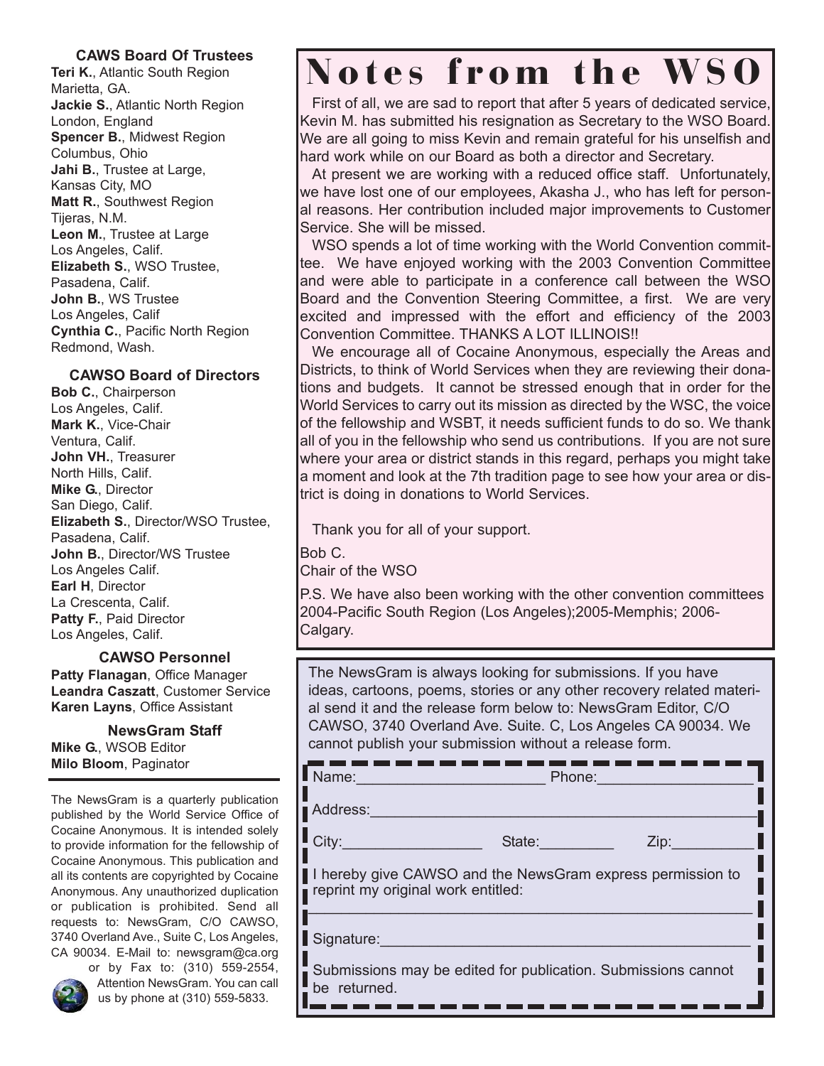### CAWS Board Of Trustees

**Teri K.**, Atlantic South Region
Marietta, GA.
**Jackie S.**, Atlantic North Region
London, England
**Spencer B.**, Midwest Region
Columbus, Ohio
**Jahi B.**, Trustee at Large,
Kansas City, MO
**Matt R.**, Southwest Region
Tijeras, N.M.
**Leon M.**, Trustee at Large
Los Angeles, Calif.
**Elizabeth S.**, WSO Trustee,
Pasadena, Calif.
**John B.**, WS Trustee
Los Angeles, Calif
**Cynthia C.**, Pacific North Region
Redmond, Wash.

### CAWSO Board of Directors

**Bob C.**, Chairperson
Los Angeles, Calif.
**Mark K.**, Vice-Chair
Ventura, Calif.
**John VH.**, Treasurer
North Hills, Calif.
**Mike G.**, Director
San Diego, Calif.
**Elizabeth S.**, Director/WSO Trustee,
Pasadena, Calif.
**John B.**, Director/WS Trustee
Los Angeles Calif.
**Earl H**, Director
La Crescenta, Calif.
**Patty F.**, Paid Director
Los Angeles, Calif.

### CAWSO Personnel

**Patty Flanagan**, Office Manager
**Leandra Caszatt**, Customer Service
**Karen Layns**, Office Assistant

### NewsGram Staff

**Mike G.**, WSOB Editor
**Milo Bloom**, Paginator

The NewsGram is a quarterly publication published by the World Service Office of Cocaine Anonymous. It is intended solely to provide information for the fellowship of Cocaine Anonymous. This publication and all its contents are copyrighted by Cocaine Anonymous. Any unauthorized duplication or publication is prohibited. Send all requests to: NewsGram, C/O CAWSO, 3740 Overland Ave., Suite C, Los Angeles, CA 90034. E-Mail to: newsgram@ca.org or by Fax to: (310) 559-2554, Attention NewsGram. You can call us by phone at (310) 559-5833.

# Notes from the WSO

First of all, we are sad to report that after 5 years of dedicated service, Kevin M. has submitted his resignation as Secretary to the WSO Board. We are all going to miss Kevin and remain grateful for his unselfish and hard work while on our Board as both a director and Secretary.

At present we are working with a reduced office staff. Unfortunately, we have lost one of our employees, Akasha J., who has left for personal reasons. Her contribution included major improvements to Customer Service. She will be missed.

WSO spends a lot of time working with the World Convention committee. We have enjoyed working with the 2003 Convention Committee and were able to participate in a conference call between the WSO Board and the Convention Steering Committee, a first. We are very excited and impressed with the effort and efficiency of the 2003 Convention Committee. THANKS A LOT ILLINOIS!!

We encourage all of Cocaine Anonymous, especially the Areas and Districts, to think of World Services when they are reviewing their donations and budgets. It cannot be stressed enough that in order for the World Services to carry out its mission as directed by the WSC, the voice of the fellowship and WSBT, it needs sufficient funds to do so. We thank all of you in the fellowship who send us contributions. If you are not sure where your area or district stands in this regard, perhaps you might take a moment and look at the 7th tradition page to see how your area or district is doing in donations to World Services.

Thank you for all of your support.

Bob C.
Chair of the WSO

P.S. We have also been working with the other convention committees 2004-Pacific South Region (Los Angeles);2005-Memphis; 2006-Calgary.

---

The NewsGram is always looking for submissions. If you have ideas, cartoons, poems, stories or any other recovery related material send it and the release form below to: NewsGram Editor, C/O CAWSO, 3740 Overland Ave. Suite. C, Los Angeles CA 90034. We cannot publish your submission without a release form.

Name:______________________ Phone:__________________

Address:______________________________________________

City:________________ State:_________ Zip:__________

I hereby give CAWSO and the NewsGram express permission to reprint my original work entitled:

______________________________________________________

Signature:____________________________________________

Submissions may be edited for publication. Submissions cannot be returned.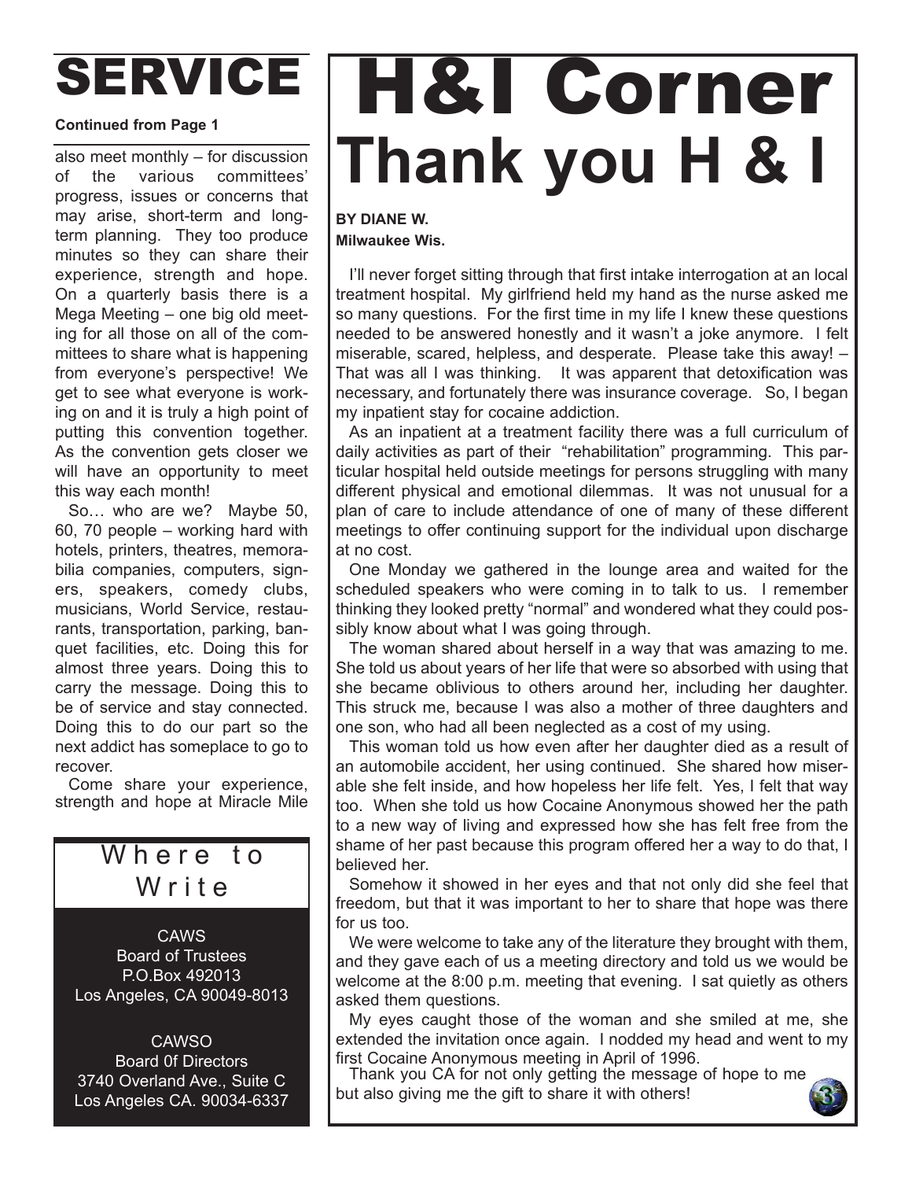# SERVICE

**Continued from Page 1**

also meet monthly – for discussion of the various committees' progress, issues or concerns that may arise, short-term and long-term planning. They too produce minutes so they can share their experience, strength and hope. On a quarterly basis there is a Mega Meeting – one big old meeting for all those on all of the committees to share what is happening from everyone's perspective! We get to see what everyone is working on and it is truly a high point of putting this convention together. As the convention gets closer we will have an opportunity to meet this way each month!

So… who are we? Maybe 50, 60, 70 people – working hard with hotels, printers, theatres, memorabilia companies, computers, signers, speakers, comedy clubs, musicians, World Service, restaurants, transportation, parking, banquet facilities, etc. Doing this for almost three years. Doing this to carry the message. Doing this to be of service and stay connected. Doing this to do our part so the next addict has someplace to go to recover.

Come share your experience, strength and hope at Miracle Mile

## Where to Write

CAWS
Board of Trustees
P.O.Box 492013
Los Angeles, CA 90049-8013

CAWSO
Board 0f Directors
3740 Overland Ave., Suite C
Los Angeles CA. 90034-6337

# H&I Corner

## Thank you H & I

**BY DIANE W.**
**Milwaukee Wis.**

I'll never forget sitting through that first intake interrogation at an local treatment hospital. My girlfriend held my hand as the nurse asked me so many questions. For the first time in my life I knew these questions needed to be answered honestly and it wasn't a joke anymore. I felt miserable, scared, helpless, and desperate. Please take this away! – That was all I was thinking. It was apparent that detoxification was necessary, and fortunately there was insurance coverage. So, I began my inpatient stay for cocaine addiction.

As an inpatient at a treatment facility there was a full curriculum of daily activities as part of their "rehabilitation" programming. This particular hospital held outside meetings for persons struggling with many different physical and emotional dilemmas. It was not unusual for a plan of care to include attendance of one of many of these different meetings to offer continuing support for the individual upon discharge at no cost.

One Monday we gathered in the lounge area and waited for the scheduled speakers who were coming in to talk to us. I remember thinking they looked pretty "normal" and wondered what they could possibly know about what I was going through.

The woman shared about herself in a way that was amazing to me. She told us about years of her life that were so absorbed with using that she became oblivious to others around her, including her daughter. This struck me, because I was also a mother of three daughters and one son, who had all been neglected as a cost of my using.

This woman told us how even after her daughter died as a result of an automobile accident, her using continued. She shared how miserable she felt inside, and how hopeless her life felt. Yes, I felt that way too. When she told us how Cocaine Anonymous showed her the path to a new way of living and expressed how she has felt free from the shame of her past because this program offered her a way to do that, I believed her.

Somehow it showed in her eyes and that not only did she feel that freedom, but that it was important to her to share that hope was there for us too.

We were welcome to take any of the literature they brought with them, and they gave each of us a meeting directory and told us we would be welcome at the 8:00 p.m. meeting that evening. I sat quietly as others asked them questions.

My eyes caught those of the woman and she smiled at me, she extended the invitation once again. I nodded my head and went to my first Cocaine Anonymous meeting in April of 1996.

Thank you CA for not only getting the message of hope to me but also giving me the gift to share it with others!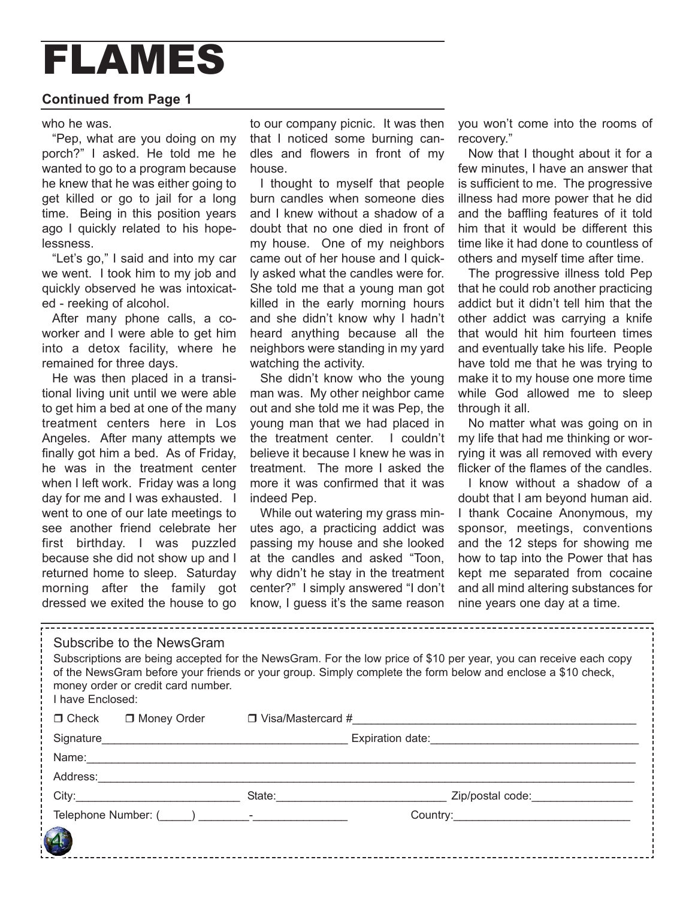# FLAMES

**Continued from Page 1**

who he was.

"Pep, what are you doing on my porch?" I asked. He told me he wanted to go to a program because he knew that he was either going to get killed or go to jail for a long time. Being in this position years ago I quickly related to his hopelessness.

"Let's go," I said and into my car we went. I took him to my job and quickly observed he was intoxicated - reeking of alcohol.

After many phone calls, a coworker and I were able to get him into a detox facility, where he remained for three days.

He was then placed in a transitional living unit until we were able to get him a bed at one of the many treatment centers here in Los Angeles. After many attempts we finally got him a bed. As of Friday, he was in the treatment center when I left work. Friday was a long day for me and I was exhausted. I went to one of our late meetings to see another friend celebrate her first birthday. I was puzzled because she did not show up and I returned home to sleep. Saturday morning after the family got dressed we exited the house to go to our company picnic. It was then that I noticed some burning candles and flowers in front of my house.

I thought to myself that people burn candles when someone dies and I knew without a shadow of a doubt that no one died in front of my house. One of my neighbors came out of her house and I quickly asked what the candles were for. She told me that a young man got killed in the early morning hours and she didn't know why I hadn't heard anything because all the neighbors were standing in my yard watching the activity.

She didn't know who the young man was. My other neighbor came out and she told me it was Pep, the young man that we had placed in the treatment center. I couldn't believe it because I knew he was in treatment. The more I asked the more it was confirmed that it was indeed Pep.

While out watering my grass minutes ago, a practicing addict was passing my house and she looked at the candles and asked "Toon, why didn't he stay in the treatment center?" I simply answered "I don't know, I guess it's the same reason you won't come into the rooms of recovery."

Now that I thought about it for a few minutes, I have an answer that is sufficient to me. The progressive illness had more power that he did and the baffling features of it told him that it would be different this time like it had done to countless of others and myself time after time.

The progressive illness told Pep that he could rob another practicing addict but it didn't tell him that the other addict was carrying a knife that would hit him fourteen times and eventually take his life. People have told me that he was trying to make it to my house one more time while God allowed me to sleep through it all.

No matter what was going on in my life that had me thinking or worrying it was all removed with every flicker of the flames of the candles.

I know without a shadow of a doubt that I am beyond human aid. I thank Cocaine Anonymous, my sponsor, meetings, conventions and the 12 steps for showing me how to tap into the Power that has kept me separated from cocaine and all mind altering substances for nine years one day at a time.

---

Subscribe to the NewsGram

Subscriptions are being accepted for the NewsGram. For the low price of $10 per year, you can receive each copy of the NewsGram before your friends or your group. Simply complete the form below and enclose a $10 check, money order or credit card number.

I have Enclosed:

❒ Check ❒ Money Order ❒ Visa/Mastercard #______________________________

Signature______________________________ Expiration date:______________________

Name:__________________________________________________________________

Address:________________________________________________________________

City:____________________ State:____________________ Zip/postal code:______________

Telephone Number: (_____) ________-______________ Country:______________________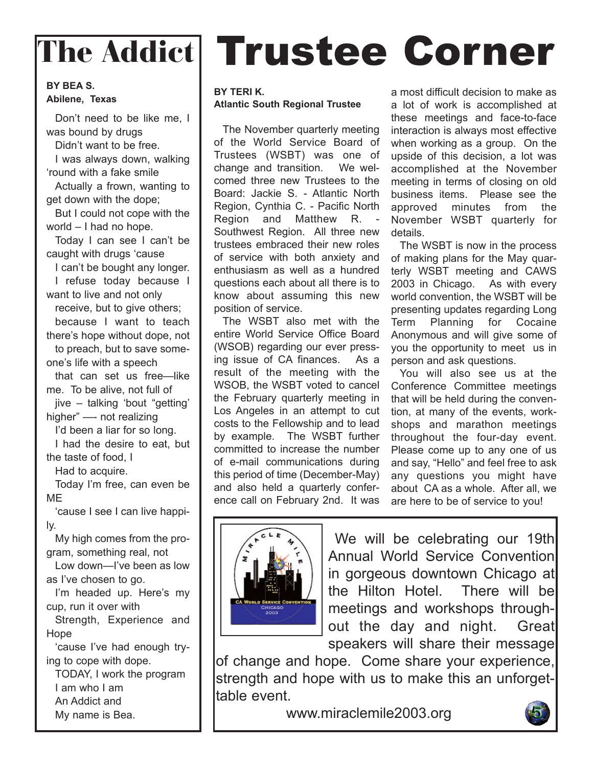# The Addict

**BY BEA S.**
**Abilene, Texas**

Don't need to be like me, I was bound by drugs
Didn't want to be free.
I was always down, walking 'round with a fake smile
Actually a frown, wanting to get down with the dope;
But I could not cope with the world – I had no hope.
Today I can see I can't be caught with drugs 'cause
I can't be bought any longer.
I refuse today because I want to live and not only
receive, but to give others;
because I want to teach there's hope without dope, not
to preach, but to save someone's life with a speech
that can set us free—like me. To be alive, not full of
jive – talking 'bout "getting' higher" —- not realizing
I'd been a liar for so long.
I had the desire to eat, but the taste of food, I
Had to acquire.
Today I'm free, can even be ME
'cause I see I can live happily.
My high comes from the program, something real, not
Low down—I've been as low as I've chosen to go.
I'm headed up. Here's my cup, run it over with
Strength, Experience and Hope
'cause I've had enough trying to cope with dope.
TODAY, I work the program
I am who I am
An Addict and
My name is Bea.

# Trustee Corner

**BY TERI K.**
**Atlantic South Regional Trustee**

The November quarterly meeting of the World Service Board of Trustees (WSBT) was one of change and transition. We welcomed three new Trustees to the Board: Jackie S. - Atlantic North Region, Cynthia C. - Pacific North Region and Matthew R. - Southwest Region. All three new trustees embraced their new roles of service with both anxiety and enthusiasm as well as a hundred questions each about all there is to know about assuming this new position of service.

The WSBT also met with the entire World Service Office Board (WSOB) regarding our ever pressing issue of CA finances. As a result of the meeting with the WSOB, the WSBT voted to cancel the February quarterly meeting in Los Angeles in an attempt to cut costs to the Fellowship and to lead by example. The WSBT further committed to increase the number of e-mail communications during this period of time (December-May) and also held a quarterly conference call on February 2nd. It was a most difficult decision to make as a lot of work is accomplished at these meetings and face-to-face interaction is always most effective when working as a group. On the upside of this decision, a lot was accomplished at the November meeting in terms of closing on old business items. Please see the approved minutes from the November WSBT quarterly for details.

The WSBT is now in the process of making plans for the May quarterly WSBT meeting and CAWS 2003 in Chicago. As with every world convention, the WSBT will be presenting updates regarding Long Term Planning for Cocaine Anonymous and will give some of you the opportunity to meet us in person and ask questions.

You will also see us at the Conference Committee meetings that will be held during the convention, at many of the events, workshops and marathon meetings throughout the four-day event. Please come up to any one of us and say, "Hello" and feel free to ask any questions you might have about CA as a whole. After all, we are here to be of service to you!

We will be celebrating our 19th Annual World Service Convention in gorgeous downtown Chicago at the Hilton Hotel. There will be meetings and workshops throughout the day and night. Great speakers will share their message of change and hope. Come share your experience, strength and hope with us to make this an unforgettable event.

www.miraclemile2003.org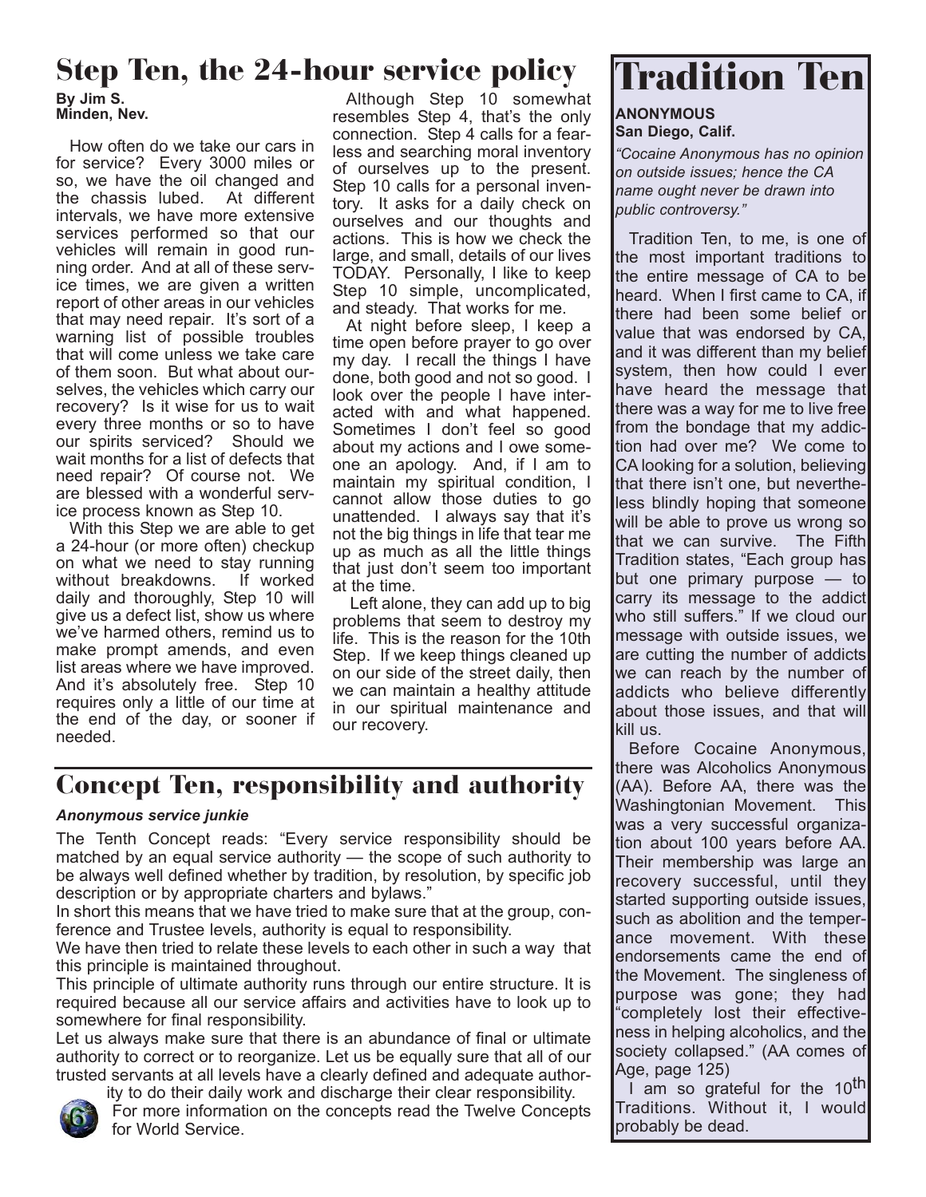## Step Ten, the 24-hour service policy

**By Jim S.**
**Minden, Nev.**

How often do we take our cars in for service? Every 3000 miles or so, we have the oil changed and the chassis lubed. At different intervals, we have more extensive services performed so that our vehicles will remain in good running order. And at all of these service times, we are given a written report of other areas in our vehicles that may need repair. It's sort of a warning list of possible troubles that will come unless we take care of them soon. But what about ourselves, the vehicles which carry our recovery? Is it wise for us to wait every three months or so to have our spirits serviced? Should we wait months for a list of defects that need repair? Of course not. We are blessed with a wonderful service process known as Step 10.

With this Step we are able to get a 24-hour (or more often) checkup on what we need to stay running without breakdowns. If worked daily and thoroughly, Step 10 will give us a defect list, show us where we've harmed others, remind us to make prompt amends, and even list areas where we have improved. And it's absolutely free. Step 10 requires only a little of our time at the end of the day, or sooner if needed.

Although Step 10 somewhat resembles Step 4, that's the only connection. Step 4 calls for a fearless and searching moral inventory of ourselves up to the present. Step 10 calls for a personal inventory. It asks for a daily check on ourselves and our thoughts and actions. This is how we check the large, and small, details of our lives TODAY. Personally, I like to keep Step 10 simple, uncomplicated, and steady. That works for me.

At night before sleep, I keep a time open before prayer to go over my day. I recall the things I have done, both good and not so good. I look over the people I have interacted with and what happened. Sometimes I don't feel so good about my actions and I owe someone an apology. And, if I am to maintain my spiritual condition, I cannot allow those duties to go unattended. I always say that it's not the big things in life that tear me up as much as all the little things that just don't seem too important at the time.

Left alone, they can add up to big problems that seem to destroy my life. This is the reason for the 10th Step. If we keep things cleaned up on our side of the street daily, then we can maintain a healthy attitude in our spiritual maintenance and our recovery.

## Concept Ten, responsibility and authority

***Anonymous service junkie***

The Tenth Concept reads: "Every service responsibility should be matched by an equal service authority — the scope of such authority to be always well defined whether by tradition, by resolution, by specific job description or by appropriate charters and bylaws."

In short this means that we have tried to make sure that at the group, conference and Trustee levels, authority is equal to responsibility.

We have then tried to relate these levels to each other in such a way that this principle is maintained throughout.

This principle of ultimate authority runs through our entire structure. It is required because all our service affairs and activities have to look up to somewhere for final responsibility.

Let us always make sure that there is an abundance of final or ultimate authority to correct or to reorganize. Let us be equally sure that all of our trusted servants at all levels have a clearly defined and adequate authority to do their daily work and discharge their clear responsibility.

For more information on the concepts read the Twelve Concepts for World Service.

# Tradition Ten

**ANONYMOUS**
**San Diego, Calif.**

*"Cocaine Anonymous has no opinion on outside issues; hence the CA name ought never be drawn into public controversy."*

Tradition Ten, to me, is one of the most important traditions to the entire message of CA to be heard. When I first came to CA, if there had been some belief or value that was endorsed by CA, and it was different than my belief system, then how could I ever have heard the message that there was a way for me to live free from the bondage that my addiction had over me? We come to CA looking for a solution, believing that there isn't one, but nevertheless blindly hoping that someone will be able to prove us wrong so that we can survive. The Fifth Tradition states, "Each group has but one primary purpose — to carry its message to the addict who still suffers." If we cloud our message with outside issues, we are cutting the number of addicts we can reach by the number of addicts who believe differently about those issues, and that will kill us.

Before Cocaine Anonymous, there was Alcoholics Anonymous (AA). Before AA, there was the Washingtonian Movement. This was a very successful organization about 100 years before AA. Their membership was large an recovery successful, until they started supporting outside issues, such as abolition and the temperance movement. With these endorsements came the end of the Movement. The singleness of purpose was gone; they had "completely lost their effectiveness in helping alcoholics, and the society collapsed." (AA comes of Age, page 125)

I am so grateful for the 10th Traditions. Without it, I would probably be dead.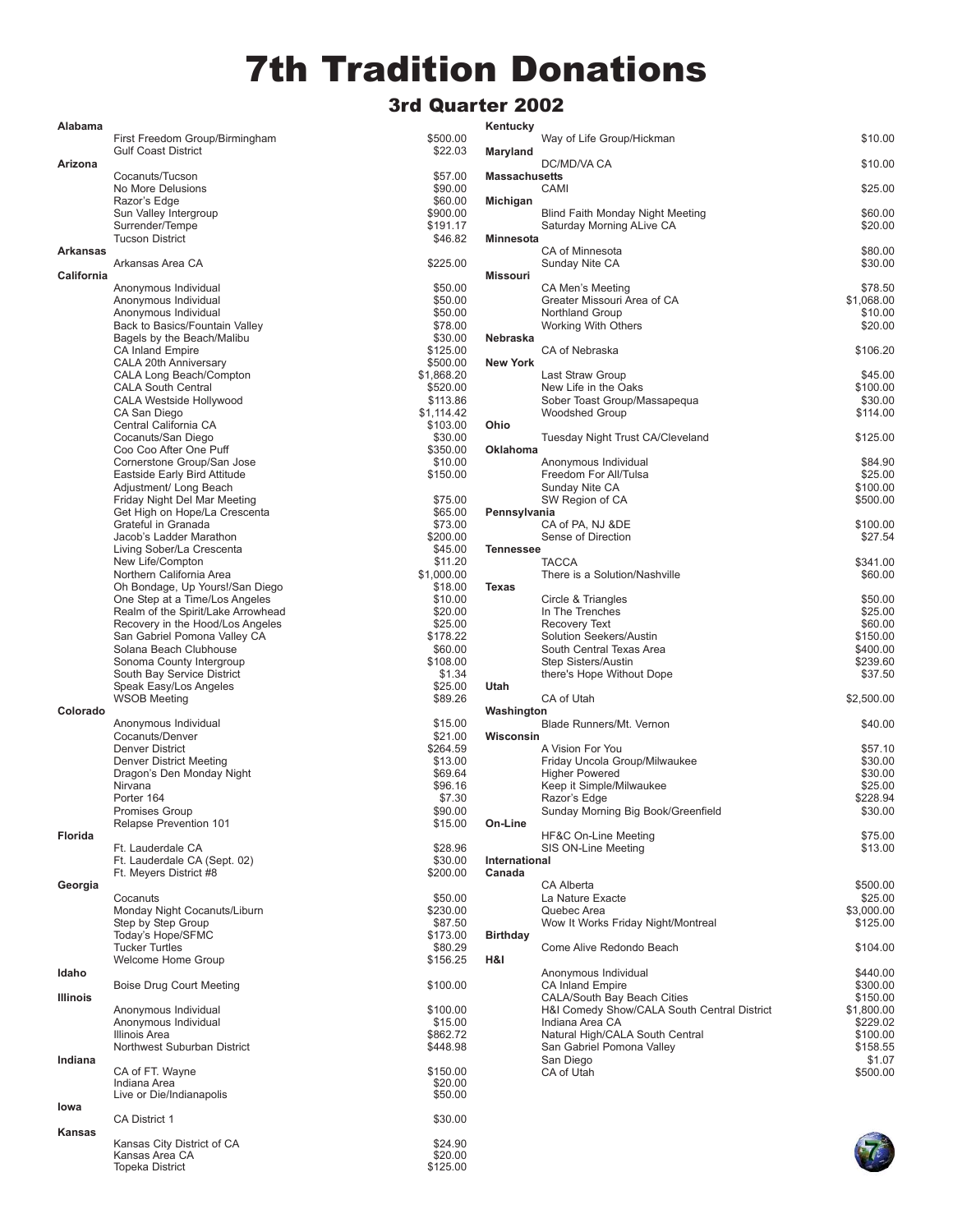# 7th Tradition Donations

## 3rd Quarter 2002

| State | Group | Amount |
|---|---|---|
| **Alabama** | | |
| | First Freedom Group/Birmingham | $500.00 |
| | Gulf Coast District | $22.03 |
| **Arizona** | | |
| | Cocanuts/Tucson | $57.00 |
| | No More Delusions | $90.00 |
| | Razor's Edge | $60.00 |
| | Sun Valley Intergroup | $900.00 |
| | Surrender/Tempe | $191.17 |
| | Tucson District | $46.82 |
| **Arkansas** | | |
| | Arkansas Area CA | $225.00 |
| **California** | | |
| | Anonymous Individual | $50.00 |
| | Anonymous Individual | $50.00 |
| | Anonymous Individual | $50.00 |
| | Back to Basics/Fountain Valley | $78.00 |
| | Bagels by the Beach/Malibu | $30.00 |
| | CA Inland Empire | $125.00 |
| | CALA 20th Anniversary | $500.00 |
| | CALA Long Beach/Compton | $1,868.20 |
| | CALA South Central | $520.00 |
| | CALA Westside Hollywood | $113.86 |
| | CA San Diego | $1,114.42 |
| | Central California CA | $103.00 |
| | Cocanuts/San Diego | $30.00 |
| | Coo Coo After One Puff | $350.00 |
| | Cornerstone Group/San Jose | $10.00 |
| | Eastside Early Bird Attitude Adjustment/ Long Beach | $150.00 |
| | Friday Night Del Mar Meeting | $75.00 |
| | Get High on Hope/La Crescenta | $65.00 |
| | Grateful in Granada | $73.00 |
| | Jacob's Ladder Marathon | $200.00 |
| | Living Sober/La Crescenta | $45.00 |
| | New Life/Compton | $11.20 |
| | Northern California Area | $1,000.00 |
| | Oh Bondage, Up Yours!/San Diego | $18.00 |
| | One Step at a Time/Los Angeles | $10.00 |
| | Realm of the Spirit/Lake Arrowhead | $20.00 |
| | Recovery in the Hood/Los Angeles | $25.00 |
| | San Gabriel Pomona Valley CA | $178.22 |
| | Solana Beach Clubhouse | $60.00 |
| | Sonoma County Intergroup | $108.00 |
| | South Bay Service District | $1.34 |
| | Speak Easy/Los Angeles | $25.00 |
| | WSOB Meeting | $89.26 |
| **Colorado** | | |
| | Anonymous Individual | $15.00 |
| | Cocanuts/Denver | $21.00 |
| | Denver District | $264.59 |
| | Denver District Meeting | $13.00 |
| | Dragon's Den Monday Night | $69.64 |
| | Nirvana | $96.16 |
| | Porter 164 | $7.30 |
| | Promises Group | $90.00 |
| | Relapse Prevention 101 | $15.00 |
| **Florida** | | |
| | Ft. Lauderdale CA | $28.96 |
| | Ft. Lauderdale CA (Sept. 02) | $30.00 |
| | Ft. Meyers District #8 | $200.00 |
| **Georgia** | | |
| | Cocanuts | $50.00 |
| | Monday Night Cocanuts/Liburn | $230.00 |
| | Step by Step Group | $87.50 |
| | Today's Hope/SFMC | $173.00 |
| | Tucker Turtles | $80.29 |
| | Welcome Home Group | $156.25 |
| **Idaho** | | |
| | Boise Drug Court Meeting | $100.00 |
| **Illinois** | | |
| | Anonymous Individual | $100.00 |
| | Anonymous Individual | $15.00 |
| | Illinois Area | $862.72 |
| | Northwest Suburban District | $448.98 |
| **Indiana** | | |
| | CA of FT. Wayne | $150.00 |
| | Indiana Area | $20.00 |
| | Live or Die/Indianapolis | $50.00 |
| **Iowa** | | |
| | CA District 1 | $30.00 |
| **Kansas** | | |
| | Kansas City District of CA | $24.90 |
| | Kansas Area CA | $20.00 |
| | Topeka District | $125.00 |
| **Kentucky** | | |
| | Way of Life Group/Hickman | $10.00 |
| **Maryland** | | |
| | DC/MD/VA CA | $10.00 |
| **Massachusetts** | | |
| | CAMI | $25.00 |
| **Michigan** | | |
| | Blind Faith Monday Night Meeting | $60.00 |
| | Saturday Morning ALive CA | $20.00 |
| **Minnesota** | | |
| | CA of Minnesota | $80.00 |
| | Sunday Nite CA | $30.00 |
| **Missouri** | | |
| | CA Men's Meeting | $78.50 |
| | Greater Missouri Area of CA | $1,068.00 |
| | Northland Group | $10.00 |
| | Working With Others | $20.00 |
| **Nebraska** | | |
| | CA of Nebraska | $106.20 |
| **New York** | | |
| | Last Straw Group | $45.00 |
| | New Life in the Oaks | $100.00 |
| | Sober Toast Group/Massapequa | $30.00 |
| | Woodshed Group | $114.00 |
| **Ohio** | | |
| | Tuesday Night Trust CA/Cleveland | $125.00 |
| **Oklahoma** | | |
| | Anonymous Individual | $84.90 |
| | Freedom For All/Tulsa | $25.00 |
| | Sunday Nite CA | $100.00 |
| | SW Region of CA | $500.00 |
| **Pennsylvania** | | |
| | CA of PA, NJ &DE | $100.00 |
| | Sense of Direction | $27.54 |
| **Tennessee** | | |
| | TACCA | $341.00 |
| | There is a Solution/Nashville | $60.00 |
| **Texas** | | |
| | Circle & Triangles | $50.00 |
| | In The Trenches | $25.00 |
| | Recovery Text | $60.00 |
| | Solution Seekers/Austin | $150.00 |
| | South Central Texas Area | $400.00 |
| | Step Sisters/Austin | $239.60 |
| | there's Hope Without Dope | $37.50 |
| **Utah** | | |
| | CA of Utah | $2,500.00 |
| **Washington** | | |
| | Blade Runners/Mt. Vernon | $40.00 |
| **Wisconsin** | | |
| | A Vision For You | $57.10 |
| | Friday Uncola Group/Milwaukee | $30.00 |
| | Higher Powered | $30.00 |
| | Keep it Simple/Milwaukee | $25.00 |
| | Razor's Edge | $228.94 |
| | Sunday Morning Big Book/Greenfield | $30.00 |
| **On-Line** | | |
| | HF&C On-Line Meeting | $75.00 |
| | SIS ON-Line Meeting | $13.00 |
| **International** | | |
| **Canada** | | |
| | CA Alberta | $500.00 |
| | La Nature Exacte | $25.00 |
| | Quebec Area | $3,000.00 |
| | Wow It Works Friday Night/Montreal | $125.00 |
| **Birthday** | | |
| | Come Alive Redondo Beach | $104.00 |
| **H&I** | | |
| | Anonymous Individual | $440.00 |
| | CA Inland Empire | $300.00 |
| | CALA/South Bay Beach Cities | $150.00 |
| | H&I Comedy Show/CALA South Central District | $1,800.00 |
| | Indiana Area CA | $229.02 |
| | Natural High/CALA South Central | $100.00 |
| | San Gabriel Pomona Valley | $158.55 |
| | San Diego | $1.07 |
| | CA of Utah | $500.00 |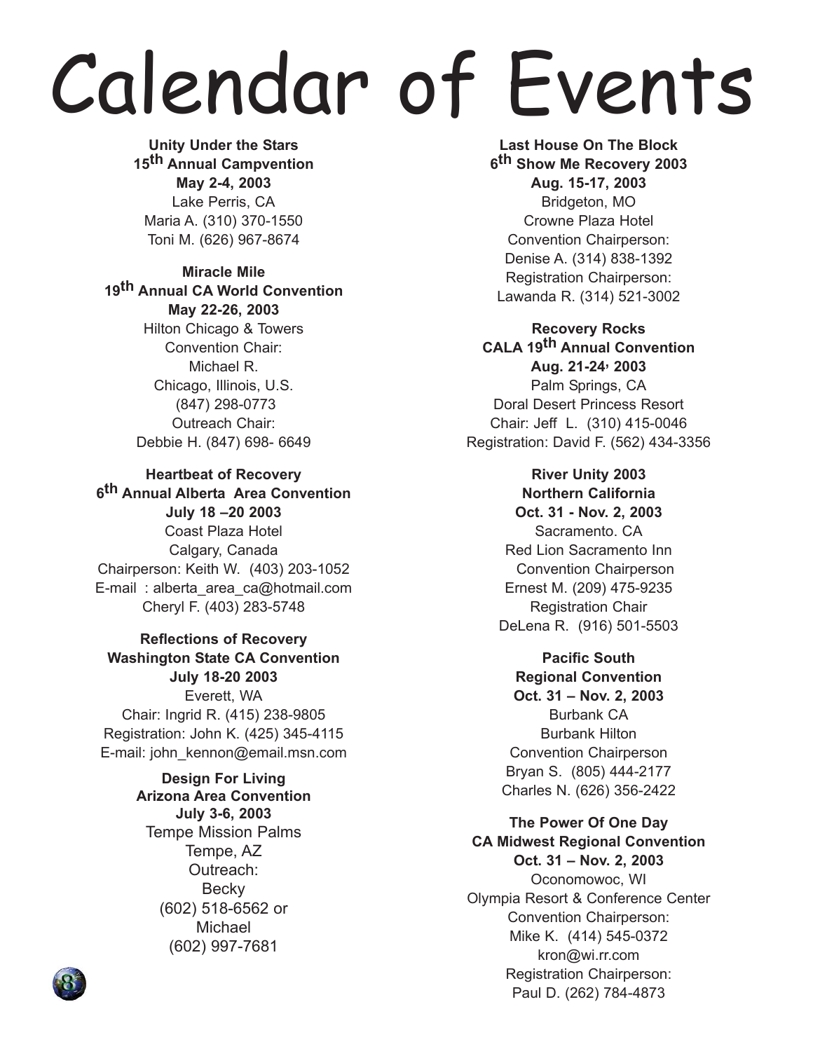# Calendar of Events

**Unity Under the Stars**
**15th Annual Campvention**
**May 2-4, 2003**
Lake Perris, CA
Maria A. (310) 370-1550
Toni M. (626) 967-8674

**Miracle Mile**
**19th Annual CA World Convention**
**May 22-26, 2003**
Hilton Chicago & Towers
Convention Chair:
Michael R.
Chicago, Illinois, U.S.
(847) 298-0773
Outreach Chair:
Debbie H. (847) 698- 6649

**Heartbeat of Recovery**
**6th Annual Alberta Area Convention**
**July 18 –20 2003**
Coast Plaza Hotel
Calgary, Canada
Chairperson: Keith W. (403) 203-1052
E-mail : alberta_area_ca@hotmail.com
Cheryl F. (403) 283-5748

**Reflections of Recovery**
**Washington State CA Convention**
**July 18-20 2003**
Everett, WA
Chair: Ingrid R. (415) 238-9805
Registration: John K. (425) 345-4115
E-mail: john_kennon@email.msn.com

**Design For Living**
**Arizona Area Convention**
**July 3-6, 2003**
Tempe Mission Palms
Tempe, AZ
Outreach:
Becky
(602) 518-6562 or
Michael
(602) 997-7681

**Last House On The Block**
**6th Show Me Recovery 2003**
**Aug. 15-17, 2003**
Bridgeton, MO
Crowne Plaza Hotel
Convention Chairperson:
Denise A. (314) 838-1392
Registration Chairperson:
Lawanda R. (314) 521-3002

**Recovery Rocks**
**CALA 19th Annual Convention**
**Aug. 21-24, 2003**
Palm Springs, CA
Doral Desert Princess Resort
Chair: Jeff L. (310) 415-0046
Registration: David F. (562) 434-3356

**River Unity 2003**
**Northern California**
**Oct. 31 - Nov. 2, 2003**
Sacramento. CA
Red Lion Sacramento Inn
Convention Chairperson
Ernest M. (209) 475-9235
Registration Chair
DeLena R. (916) 501-5503

**Pacific South**
**Regional Convention**
**Oct. 31 – Nov. 2, 2003**
Burbank CA
Burbank Hilton
Convention Chairperson
Bryan S. (805) 444-2177
Charles N. (626) 356-2422

**The Power Of One Day**
**CA Midwest Regional Convention**
**Oct. 31 – Nov. 2, 2003**
Oconomowoc, WI
Olympia Resort & Conference Center
Convention Chairperson:
Mike K. (414) 545-0372
kron@wi.rr.com
Registration Chairperson:
Paul D. (262) 784-4873